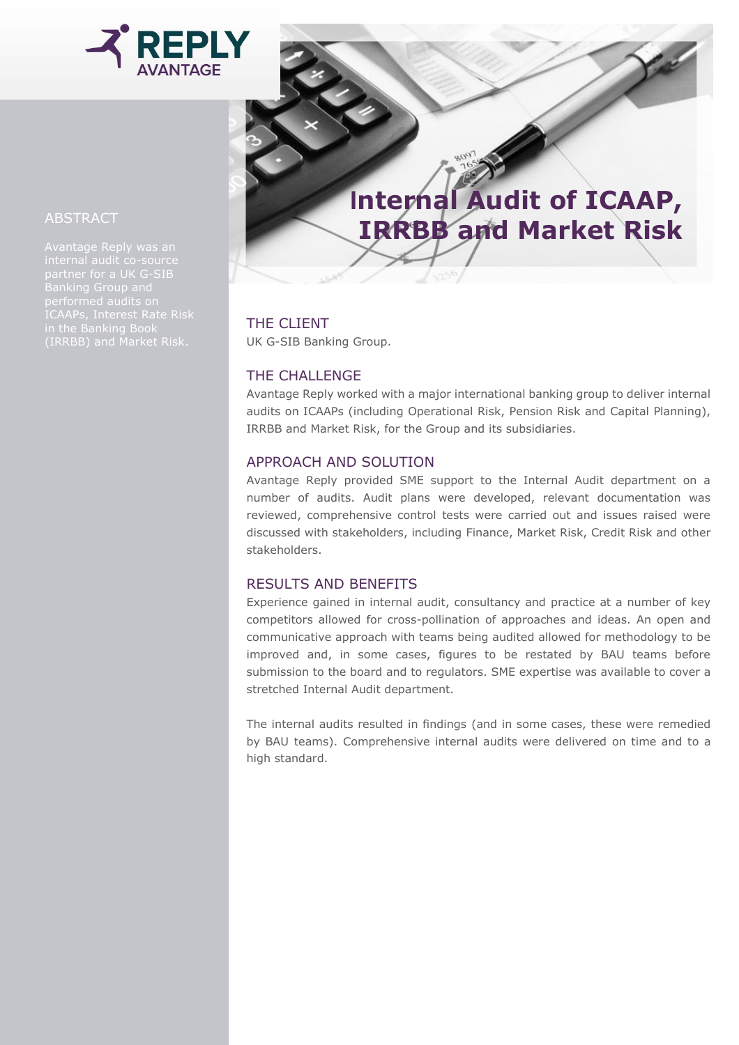# Internal Audit of ICAAP, IRRBB and Market Risk

## ABSTRACT

Avantage Reply was an internal audit co-source partner for a UK G-SIB Banking Group and performed audits on ICAAPs, Interest Rate Risk in the Banking Book (IRRBB) and Market Risk.

## THE CLIENT

UK G-SIB Banking Group.

## THE CHALLENGE

Avantage Reply worked with a major international banking group to deliver internal audits on ICAAPs (including Operational Risk, Pension Risk and Capital Planning), IRRBB and Market Risk, for the Group and its subsidiaries.

## APPROACH AND SOLUTION

Avantage Reply provided SME support to the Internal Audit department on a number of audits. Audit plans were developed, relevant documentation was reviewed, comprehensive control tests were carried out and issues raised were discussed with stakeholders, including Finance, Market Risk, Credit Risk and other stakeholders.

## RESULTS AND BENEFITS

Experience gained in internal audit, consultancy and practice at a number of key competitors allowed for cross-pollination of approaches and ideas. An open and communicative approach with teams being audited allowed for methodology to be improved and, in some cases, figures to be restated by BAU teams before submission to the board and to regulators. SME expertise was available to cover a stretched Internal Audit department.

The internal audits resulted in findings (and in some cases, these were remedied by BAU teams). Comprehensive internal audits were delivered on time and to a high standard.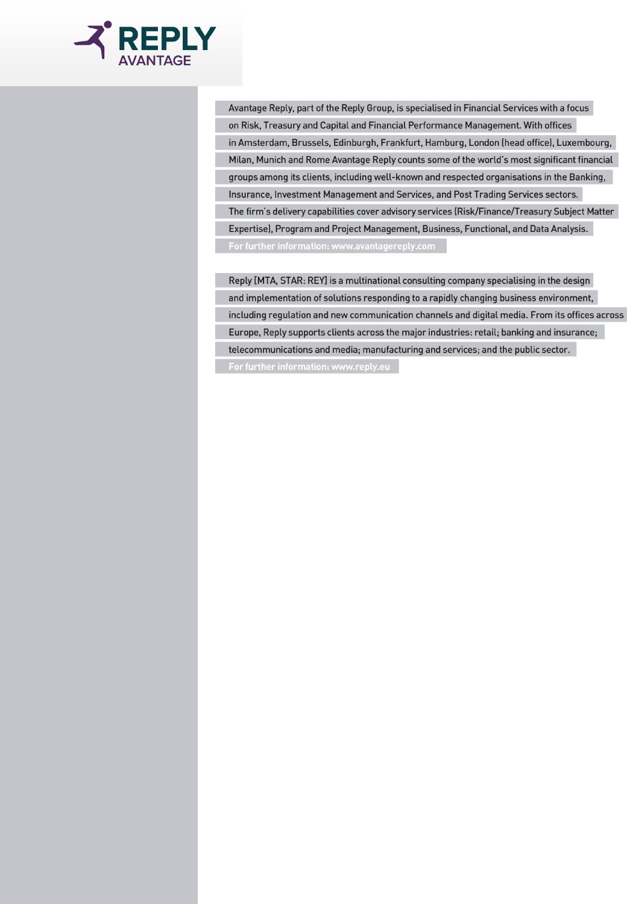REPLY AVANTAGE

Avantage Reply, part of the Reply Group, is specialised in Financial Services with a focus on Risk, Treasury and Capital and Financial Performance Management. With offices in Amsterdam, Brussels, Edinburgh, Frankfurt, Hamburg, London (head office), Luxembourg, Milan, Munich and Rome Avantage Reply counts some of the world's most significant financial groups among its clients, including well-known and respected organisations in the Banking, Insurance, Investment Management and Services, and Post Trading Services sectors. The firm's delivery capabilities cover advisory services (Risk/Finance/Treasury Subject Matter Expertise), Program and Project Management, Business, Functional, and Data Analysis.

For further information: www.avantagereply.com

Reply [MTA, STAR: REY] is a multinational consulting company specialising in the design and implementation of solutions responding to a rapidly changing business environment, including regulation and new communication channels and digital media. From its offices across Europe, Reply supports clients across the major industries: retail; banking and insurance; telecommunications and media; manufacturing and services; and the public sector.

For further information: www.reply.eu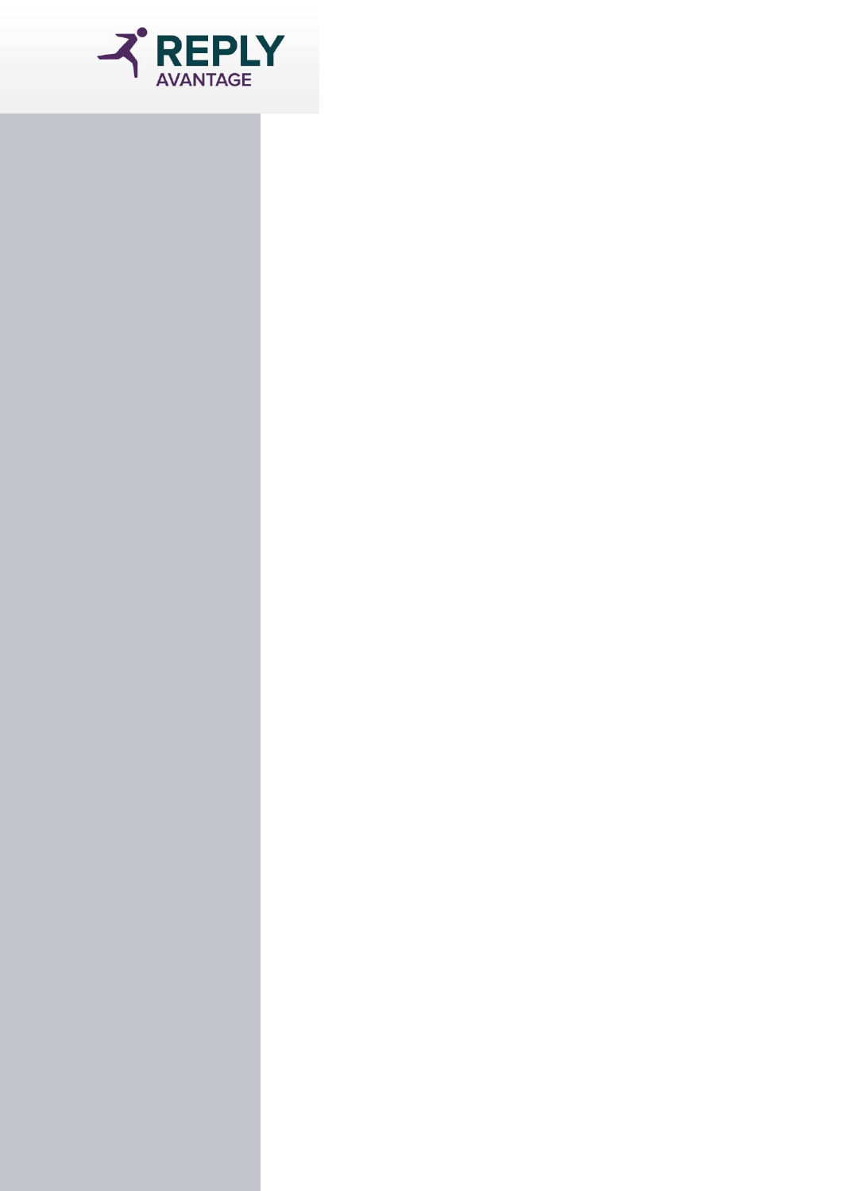REPLY
AVANTAGE